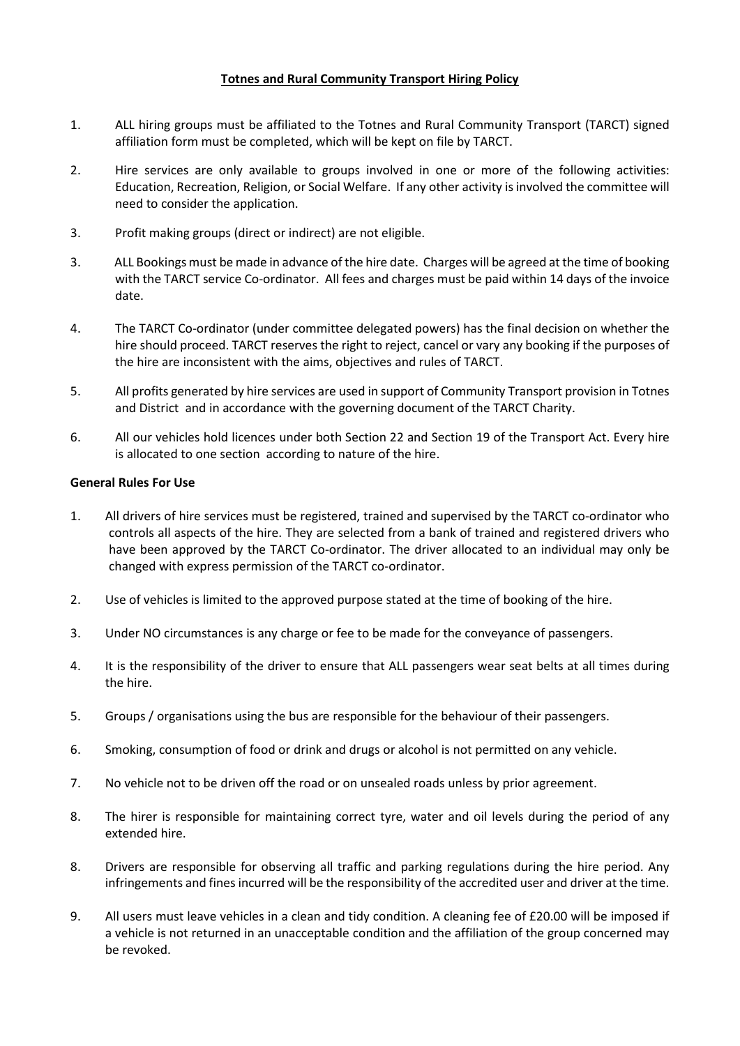# Totnes and Rural Community Transport Hiring Policy

1. ALL hiring groups must be affiliated to the Totnes and Rural Community Transport (TARCT) signed affiliation form must be completed, which will be kept on file by TARCT.

2. Hire services are only available to groups involved in one or more of the following activities: Education, Recreation, Religion, or Social Welfare. If any other activity is involved the committee will need to consider the application.

3. Profit making groups (direct or indirect) are not eligible.

3. ALL Bookings must be made in advance of the hire date. Charges will be agreed at the time of booking with the TARCT service Co-ordinator. All fees and charges must be paid within 14 days of the invoice date.

4. The TARCT Co-ordinator (under committee delegated powers) has the final decision on whether the hire should proceed. TARCT reserves the right to reject, cancel or vary any booking if the purposes of the hire are inconsistent with the aims, objectives and rules of TARCT.

5. All profits generated by hire services are used in support of Community Transport provision in Totnes and District and in accordance with the governing document of the TARCT Charity.

6. All our vehicles hold licences under both Section 22 and Section 19 of the Transport Act. Every hire is allocated to one section according to nature of the hire.

## General Rules For Use

1. All drivers of hire services must be registered, trained and supervised by the TARCT co-ordinator who controls all aspects of the hire. They are selected from a bank of trained and registered drivers who have been approved by the TARCT Co-ordinator. The driver allocated to an individual may only be changed with express permission of the TARCT co-ordinator.

2. Use of vehicles is limited to the approved purpose stated at the time of booking of the hire.

3. Under NO circumstances is any charge or fee to be made for the conveyance of passengers.

4. It is the responsibility of the driver to ensure that ALL passengers wear seat belts at all times during the hire.

5. Groups / organisations using the bus are responsible for the behaviour of their passengers.

6. Smoking, consumption of food or drink and drugs or alcohol is not permitted on any vehicle.

7. No vehicle not to be driven off the road or on unsealed roads unless by prior agreement.

8. The hirer is responsible for maintaining correct tyre, water and oil levels during the period of any extended hire.

8. Drivers are responsible for observing all traffic and parking regulations during the hire period. Any infringements and fines incurred will be the responsibility of the accredited user and driver at the time.

9. All users must leave vehicles in a clean and tidy condition. A cleaning fee of £20.00 will be imposed if a vehicle is not returned in an unacceptable condition and the affiliation of the group concerned may be revoked.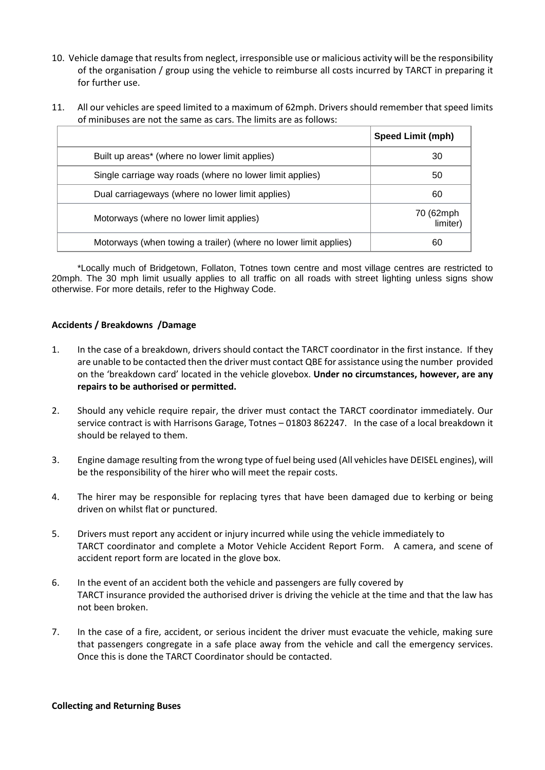10. Vehicle damage that results from neglect, irresponsible use or malicious activity will be the responsibility of the organisation / group using the vehicle to reimburse all costs incurred by TARCT in preparing it for further use.

11. All our vehicles are speed limited to a maximum of 62mph. Drivers should remember that speed limits of minibuses are not the same as cars. The limits are as follows:

| | **Speed Limit (mph)** |
|---|---|
| Built up areas* (where no lower limit applies) | 30 |
| Single carriage way roads (where no lower limit applies) | 50 |
| Dual carriageways (where no lower limit applies) | 60 |
| Motorways (where no lower limit applies) | 70 (62mph limiter) |
| Motorways (when towing a trailer) (where no lower limit applies) | 60 |

*Locally much of Bridgetown, Follaton, Totnes town centre and most village centres are restricted to 20mph. The 30 mph limit usually applies to all traffic on all roads with street lighting unless signs show otherwise. For more details, refer to the Highway Code.

**Accidents / Breakdowns /Damage**

1. In the case of a breakdown, drivers should contact the TARCT coordinator in the first instance. If they are unable to be contacted then the driver must contact QBE for assistance using the number provided on the 'breakdown card' located in the vehicle glovebox. **Under no circumstances, however, are any repairs to be authorised or permitted.**

2. Should any vehicle require repair, the driver must contact the TARCT coordinator immediately. Our service contract is with Harrisons Garage, Totnes – 01803 862247. In the case of a local breakdown it should be relayed to them.

3. Engine damage resulting from the wrong type of fuel being used (All vehicles have DEISEL engines), will be the responsibility of the hirer who will meet the repair costs.

4. The hirer may be responsible for replacing tyres that have been damaged due to kerbing or being driven on whilst flat or punctured.

5. Drivers must report any accident or injury incurred while using the vehicle immediately to TARCT coordinator and complete a Motor Vehicle Accident Report Form. A camera, and scene of accident report form are located in the glove box.

6. In the event of an accident both the vehicle and passengers are fully covered by TARCT insurance provided the authorised driver is driving the vehicle at the time and that the law has not been broken.

7. In the case of a fire, accident, or serious incident the driver must evacuate the vehicle, making sure that passengers congregate in a safe place away from the vehicle and call the emergency services. Once this is done the TARCT Coordinator should be contacted.

**Collecting and Returning Buses**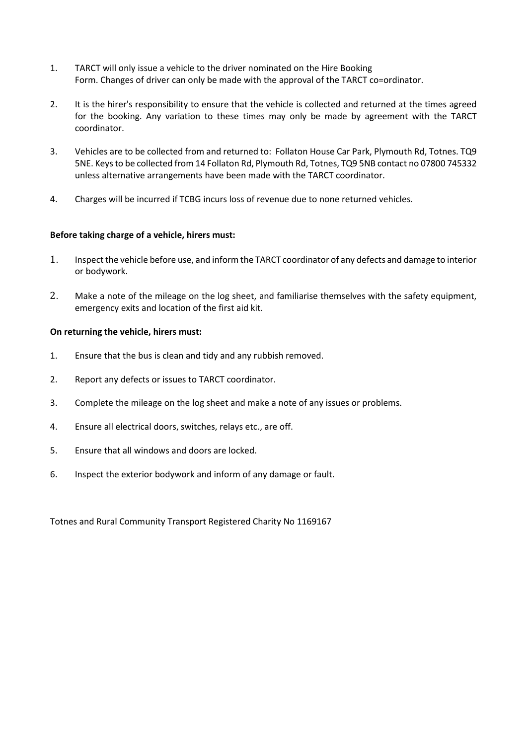1. TARCT will only issue a vehicle to the driver nominated on the Hire Booking Form. Changes of driver can only be made with the approval of the TARCT co=ordinator.

2. It is the hirer's responsibility to ensure that the vehicle is collected and returned at the times agreed for the booking. Any variation to these times may only be made by agreement with the TARCT coordinator.

3. Vehicles are to be collected from and returned to: Follaton House Car Park, Plymouth Rd, Totnes. TQ9 5NE. Keys to be collected from 14 Follaton Rd, Plymouth Rd, Totnes, TQ9 5NB contact no 07800 745332 unless alternative arrangements have been made with the TARCT coordinator.

4. Charges will be incurred if TCBG incurs loss of revenue due to none returned vehicles.

**Before taking charge of a vehicle, hirers must:**

1. Inspect the vehicle before use, and inform the TARCT coordinator of any defects and damage to interior or bodywork.

2. Make a note of the mileage on the log sheet, and familiarise themselves with the safety equipment, emergency exits and location of the first aid kit.

**On returning the vehicle, hirers must:**

1. Ensure that the bus is clean and tidy and any rubbish removed.

2. Report any defects or issues to TARCT coordinator.

3. Complete the mileage on the log sheet and make a note of any issues or problems.

4. Ensure all electrical doors, switches, relays etc., are off.

5. Ensure that all windows and doors are locked.

6. Inspect the exterior bodywork and inform of any damage or fault.

Totnes and Rural Community Transport Registered Charity No 1169167